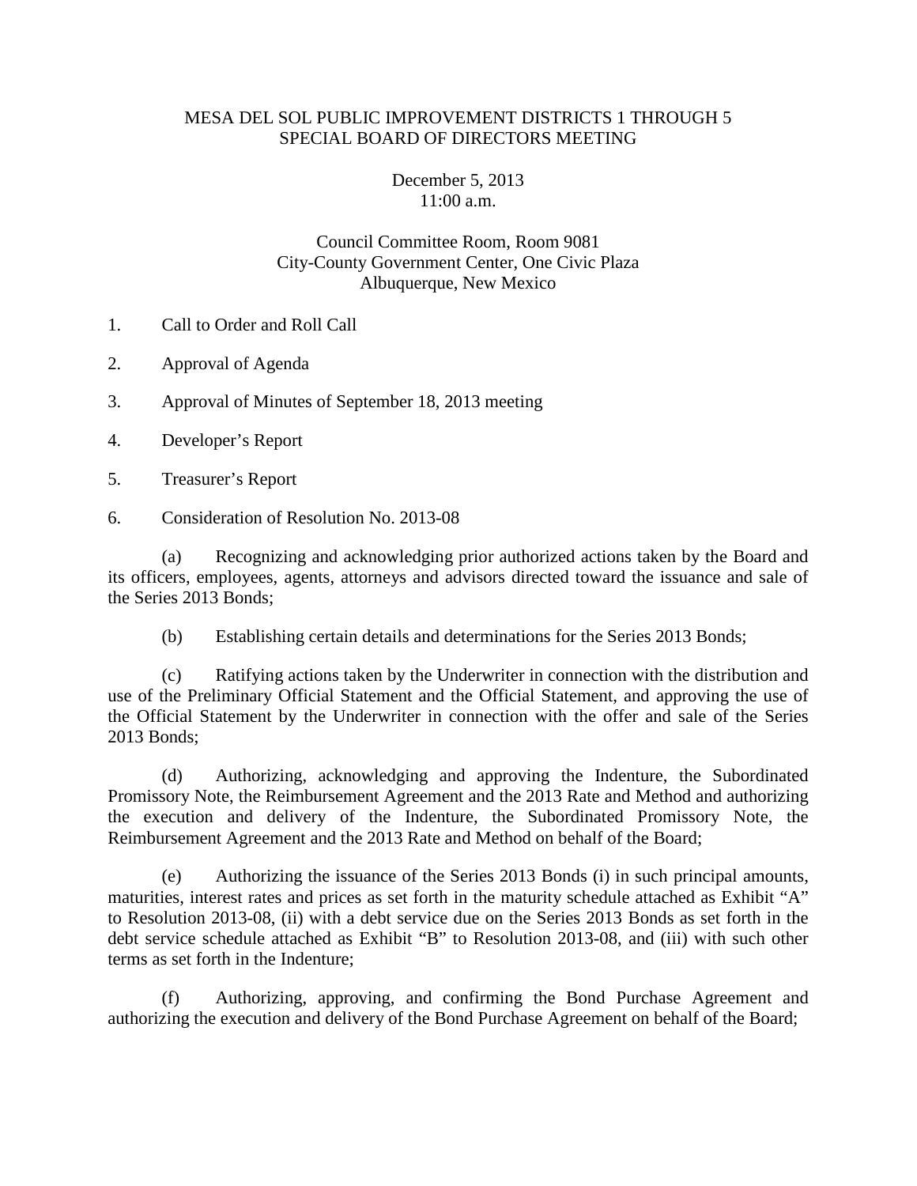# MESA DEL SOL PUBLIC IMPROVEMENT DISTRICTS 1 THROUGH 5
# SPECIAL BOARD OF DIRECTORS MEETING

December 5, 2013
11:00 a.m.

Council Committee Room, Room 9081
City-County Government Center, One Civic Plaza
Albuquerque, New Mexico

1. Call to Order and Roll Call

2. Approval of Agenda

3. Approval of Minutes of September 18, 2013 meeting

4. Developer's Report

5. Treasurer's Report

6. Consideration of Resolution No. 2013-08

   (a) Recognizing and acknowledging prior authorized actions taken by the Board and its officers, employees, agents, attorneys and advisors directed toward the issuance and sale of the Series 2013 Bonds;

   (b) Establishing certain details and determinations for the Series 2013 Bonds;

   (c) Ratifying actions taken by the Underwriter in connection with the distribution and use of the Preliminary Official Statement and the Official Statement, and approving the use of the Official Statement by the Underwriter in connection with the offer and sale of the Series 2013 Bonds;

   (d) Authorizing, acknowledging and approving the Indenture, the Subordinated Promissory Note, the Reimbursement Agreement and the 2013 Rate and Method and authorizing the execution and delivery of the Indenture, the Subordinated Promissory Note, the Reimbursement Agreement and the 2013 Rate and Method on behalf of the Board;

   (e) Authorizing the issuance of the Series 2013 Bonds (i) in such principal amounts, maturities, interest rates and prices as set forth in the maturity schedule attached as Exhibit "A" to Resolution 2013-08, (ii) with a debt service due on the Series 2013 Bonds as set forth in the debt service schedule attached as Exhibit "B" to Resolution 2013-08, and (iii) with such other terms as set forth in the Indenture;

   (f) Authorizing, approving, and confirming the Bond Purchase Agreement and authorizing the execution and delivery of the Bond Purchase Agreement on behalf of the Board;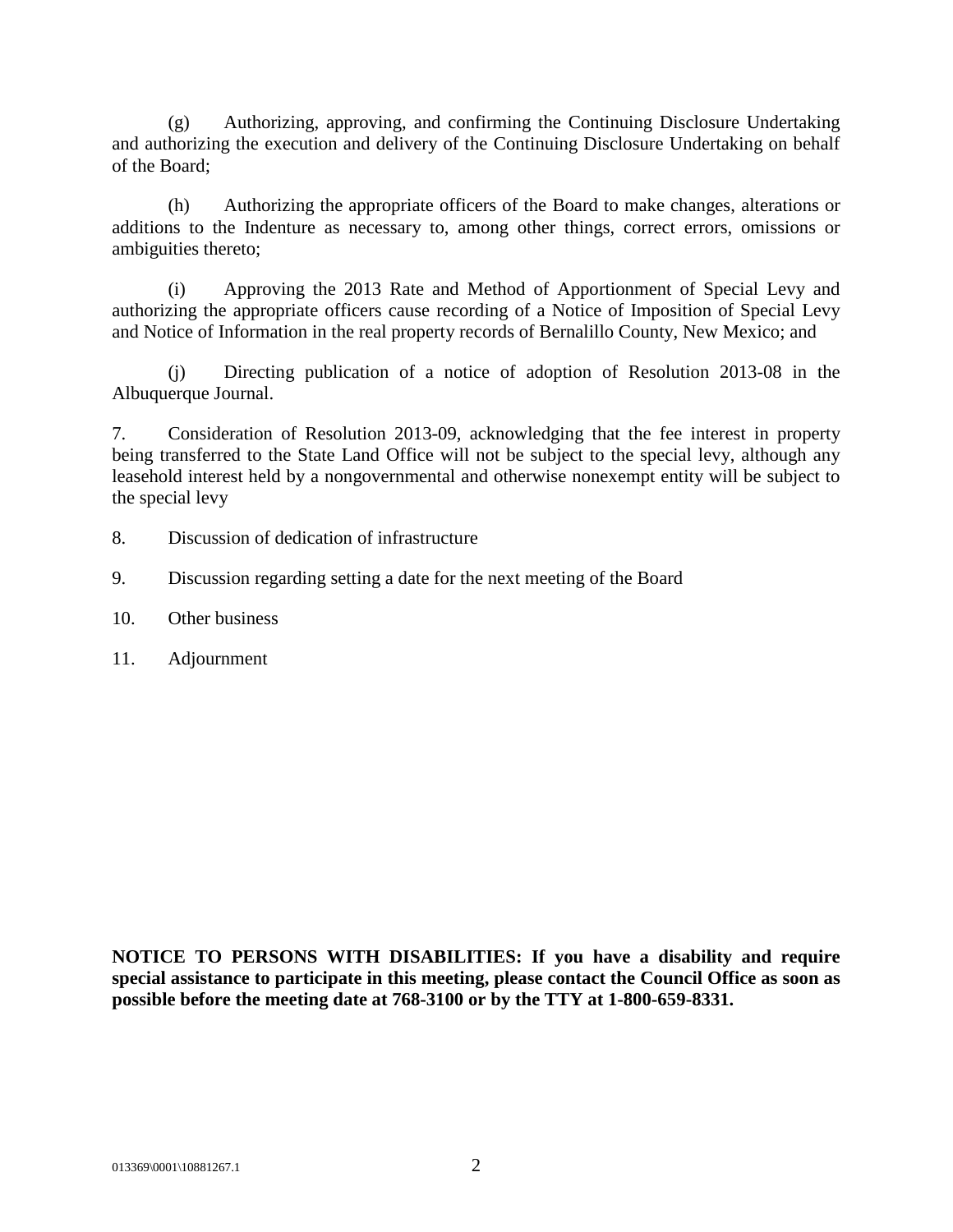(g) Authorizing, approving, and confirming the Continuing Disclosure Undertaking and authorizing the execution and delivery of the Continuing Disclosure Undertaking on behalf of the Board;

(h) Authorizing the appropriate officers of the Board to make changes, alterations or additions to the Indenture as necessary to, among other things, correct errors, omissions or ambiguities thereto;

(i) Approving the 2013 Rate and Method of Apportionment of Special Levy and authorizing the appropriate officers cause recording of a Notice of Imposition of Special Levy and Notice of Information in the real property records of Bernalillo County, New Mexico; and

(j) Directing publication of a notice of adoption of Resolution 2013-08 in the Albuquerque Journal.

7. Consideration of Resolution 2013-09, acknowledging that the fee interest in property being transferred to the State Land Office will not be subject to the special levy, although any leasehold interest held by a nongovernmental and otherwise nonexempt entity will be subject to the special levy

8. Discussion of dedication of infrastructure

9. Discussion regarding setting a date for the next meeting of the Board

10. Other business

11. Adjournment

**NOTICE TO PERSONS WITH DISABILITIES: If you have a disability and require special assistance to participate in this meeting, please contact the Council Office as soon as possible before the meeting date at 768-3100 or by the TTY at 1-800-659-8331.**

013369\0001\10881267.1